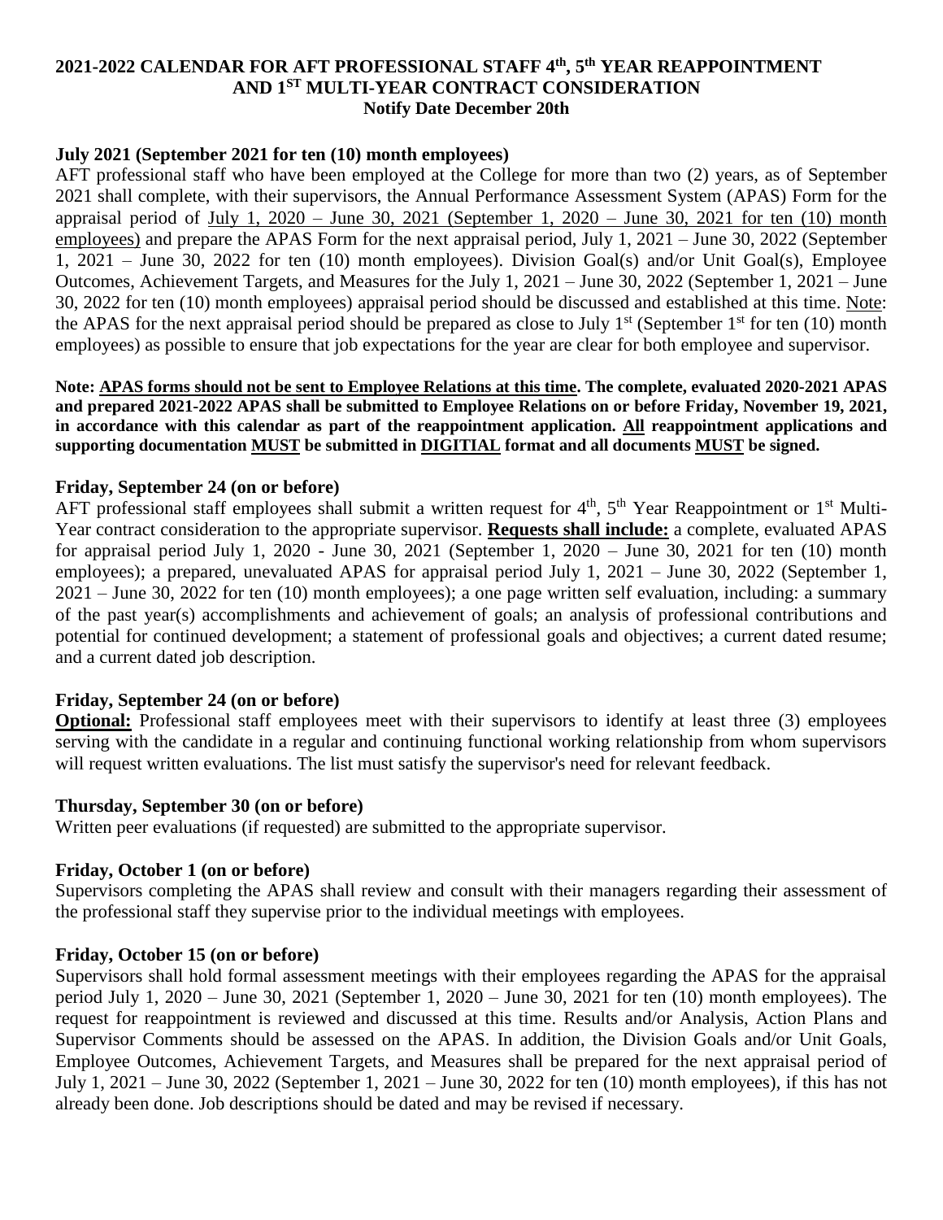# 2021-2022 CALENDAR FOR AFT PROFESSIONAL STAFF 4th, 5th YEAR REAPPOINTMENT AND 1ST MULTI-YEAR CONTRACT CONSIDERATION

**Notify Date December 20th**

### July 2021 (September 2021 for ten (10) month employees)

AFT professional staff who have been employed at the College for more than two (2) years, as of September 2021 shall complete, with their supervisors, the Annual Performance Assessment System (APAS) Form for the appraisal period of July 1, 2020 – June 30, 2021 (September 1, 2020 – June 30, 2021 for ten (10) month employees) and prepare the APAS Form for the next appraisal period, July 1, 2021 – June 30, 2022 (September 1, 2021 – June 30, 2022 for ten (10) month employees). Division Goal(s) and/or Unit Goal(s), Employee Outcomes, Achievement Targets, and Measures for the July 1, 2021 – June 30, 2022 (September 1, 2021 – June 30, 2022 for ten (10) month employees) appraisal period should be discussed and established at this time. Note: the APAS for the next appraisal period should be prepared as close to July 1st (September 1st for ten (10) month employees) as possible to ensure that job expectations for the year are clear for both employee and supervisor.

**Note: APAS forms should not be sent to Employee Relations at this time. The complete, evaluated 2020-2021 APAS and prepared 2021-2022 APAS shall be submitted to Employee Relations on or before Friday, November 19, 2021, in accordance with this calendar as part of the reappointment application. All reappointment applications and supporting documentation MUST be submitted in DIGITIAL format and all documents MUST be signed.**

### Friday, September 24 (on or before)

AFT professional staff employees shall submit a written request for 4th, 5th Year Reappointment or 1st Multi-Year contract consideration to the appropriate supervisor. **Requests shall include:** a complete, evaluated APAS for appraisal period July 1, 2020 - June 30, 2021 (September 1, 2020 – June 30, 2021 for ten (10) month employees); a prepared, unevaluated APAS for appraisal period July 1, 2021 – June 30, 2022 (September 1, 2021 – June 30, 2022 for ten (10) month employees); a one page written self evaluation, including: a summary of the past year(s) accomplishments and achievement of goals; an analysis of professional contributions and potential for continued development; a statement of professional goals and objectives; a current dated resume; and a current dated job description.

### Friday, September 24 (on or before)

**Optional:** Professional staff employees meet with their supervisors to identify at least three (3) employees serving with the candidate in a regular and continuing functional working relationship from whom supervisors will request written evaluations. The list must satisfy the supervisor's need for relevant feedback.

### Thursday, September 30 (on or before)

Written peer evaluations (if requested) are submitted to the appropriate supervisor.

### Friday, October 1 (on or before)

Supervisors completing the APAS shall review and consult with their managers regarding their assessment of the professional staff they supervise prior to the individual meetings with employees.

### Friday, October 15 (on or before)

Supervisors shall hold formal assessment meetings with their employees regarding the APAS for the appraisal period July 1, 2020 – June 30, 2021 (September 1, 2020 – June 30, 2021 for ten (10) month employees). The request for reappointment is reviewed and discussed at this time. Results and/or Analysis, Action Plans and Supervisor Comments should be assessed on the APAS. In addition, the Division Goals and/or Unit Goals, Employee Outcomes, Achievement Targets, and Measures shall be prepared for the next appraisal period of July 1, 2021 – June 30, 2022 (September 1, 2021 – June 30, 2022 for ten (10) month employees), if this has not already been done. Job descriptions should be dated and may be revised if necessary.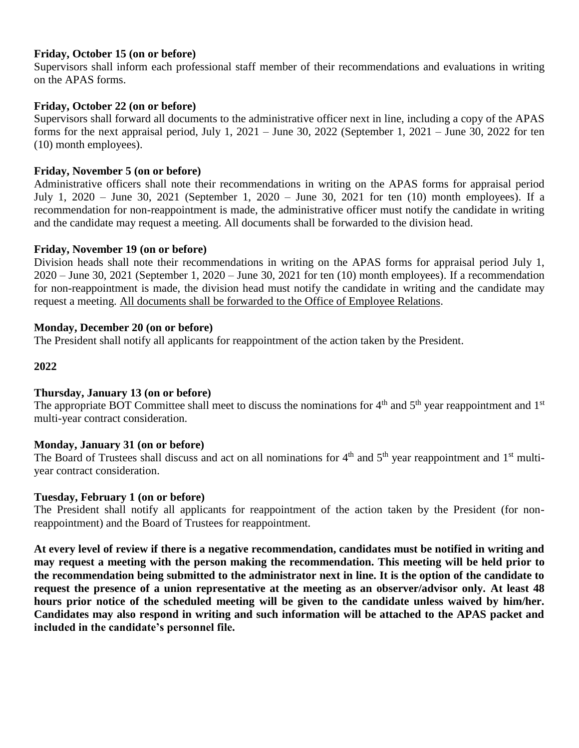**Friday, October 15 (on or before)**
Supervisors shall inform each professional staff member of their recommendations and evaluations in writing on the APAS forms.

**Friday, October 22 (on or before)**
Supervisors shall forward all documents to the administrative officer next in line, including a copy of the APAS forms for the next appraisal period, July 1, 2021 – June 30, 2022 (September 1, 2021 – June 30, 2022 for ten (10) month employees).

**Friday, November 5 (on or before)**
Administrative officers shall note their recommendations in writing on the APAS forms for appraisal period July 1, 2020 – June 30, 2021 (September 1, 2020 – June 30, 2021 for ten (10) month employees). If a recommendation for non-reappointment is made, the administrative officer must notify the candidate in writing and the candidate may request a meeting. All documents shall be forwarded to the division head.

**Friday, November 19 (on or before)**
Division heads shall note their recommendations in writing on the APAS forms for appraisal period July 1, 2020 – June 30, 2021 (September 1, 2020 – June 30, 2021 for ten (10) month employees). If a recommendation for non-reappointment is made, the division head must notify the candidate in writing and the candidate may request a meeting. All documents shall be forwarded to the Office of Employee Relations.

**Monday, December 20 (on or before)**
The President shall notify all applicants for reappointment of the action taken by the President.

**2022**

**Thursday, January 13 (on or before)**
The appropriate BOT Committee shall meet to discuss the nominations for 4th and 5th year reappointment and 1st multi-year contract consideration.

**Monday, January 31 (on or before)**
The Board of Trustees shall discuss and act on all nominations for 4th and 5th year reappointment and 1st multi-year contract consideration.

**Tuesday, February 1 (on or before)**
The President shall notify all applicants for reappointment of the action taken by the President (for non-reappointment) and the Board of Trustees for reappointment.

**At every level of review if there is a negative recommendation, candidates must be notified in writing and may request a meeting with the person making the recommendation. This meeting will be held prior to the recommendation being submitted to the administrator next in line. It is the option of the candidate to request the presence of a union representative at the meeting as an observer/advisor only. At least 48 hours prior notice of the scheduled meeting will be given to the candidate unless waived by him/her. Candidates may also respond in writing and such information will be attached to the APAS packet and included in the candidate's personnel file.**